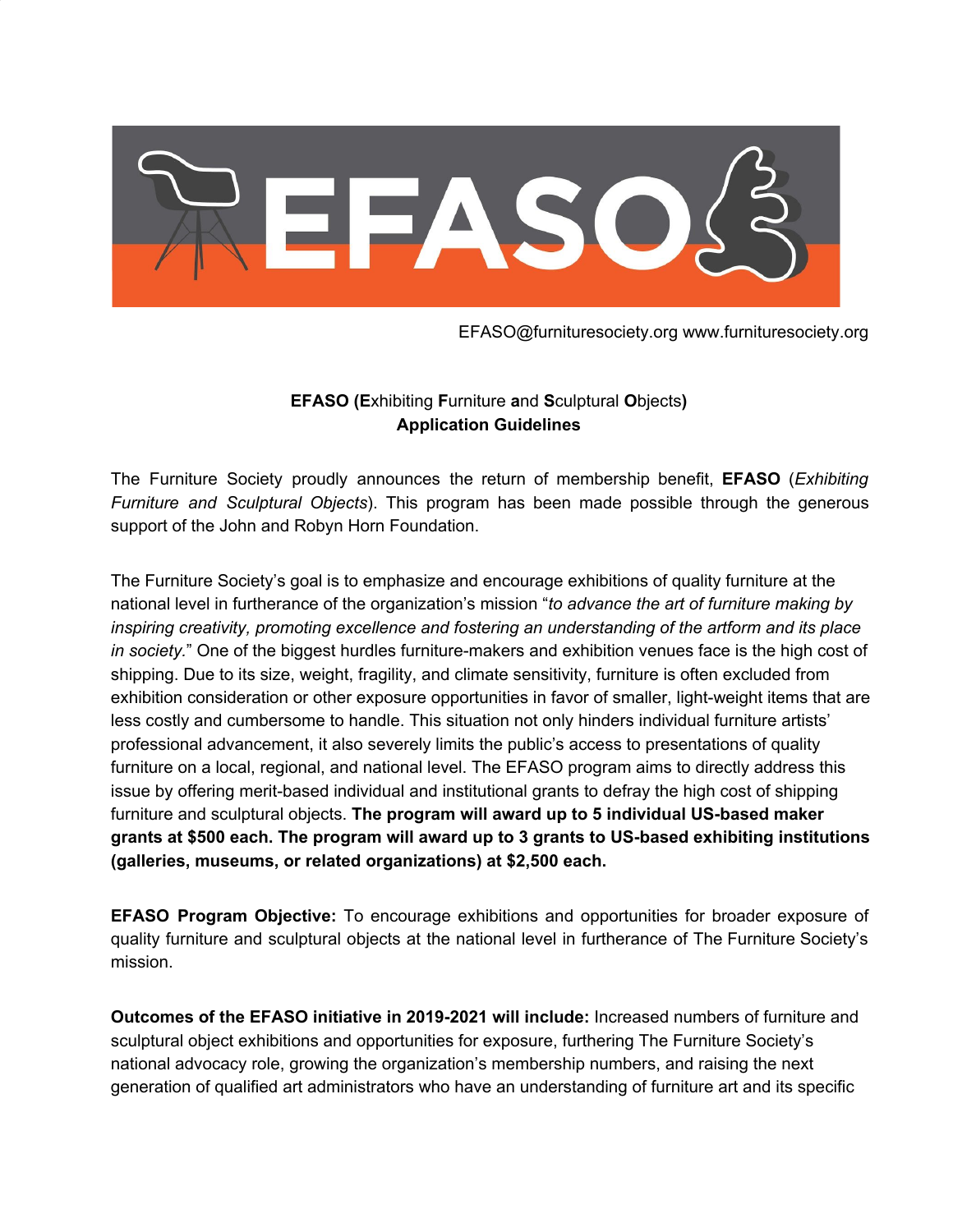EFASO@furnituresociety.org www.furnituresociety.org

**EFASO (Exhibiting Furniture and Sculptural Objects)**
**Application Guidelines**

The Furniture Society proudly announces the return of membership benefit, **EFASO** (*Exhibiting Furniture and Sculptural Objects*). This program has been made possible through the generous support of the John and Robyn Horn Foundation.

The Furniture Society's goal is to emphasize and encourage exhibitions of quality furniture at the national level in furtherance of the organization's mission "*to advance the art of furniture making by inspiring creativity, promoting excellence and fostering an understanding of the artform and its place in society.*" One of the biggest hurdles furniture-makers and exhibition venues face is the high cost of shipping. Due to its size, weight, fragility, and climate sensitivity, furniture is often excluded from exhibition consideration or other exposure opportunities in favor of smaller, light-weight items that are less costly and cumbersome to handle. This situation not only hinders individual furniture artists' professional advancement, it also severely limits the public's access to presentations of quality furniture on a local, regional, and national level. The EFASO program aims to directly address this issue by offering merit-based individual and institutional grants to defray the high cost of shipping furniture and sculptural objects. **The program will award up to 5 individual US-based maker grants at $500 each. The program will award up to 3 grants to US-based exhibiting institutions (galleries, museums, or related organizations) at $2,500 each.**

**EFASO Program Objective:** To encourage exhibitions and opportunities for broader exposure of quality furniture and sculptural objects at the national level in furtherance of The Furniture Society's mission.

**Outcomes of the EFASO initiative in 2019-2021 will include:** Increased numbers of furniture and sculptural object exhibitions and opportunities for exposure, furthering The Furniture Society's national advocacy role, growing the organization's membership numbers, and raising the next generation of qualified art administrators who have an understanding of furniture art and its specific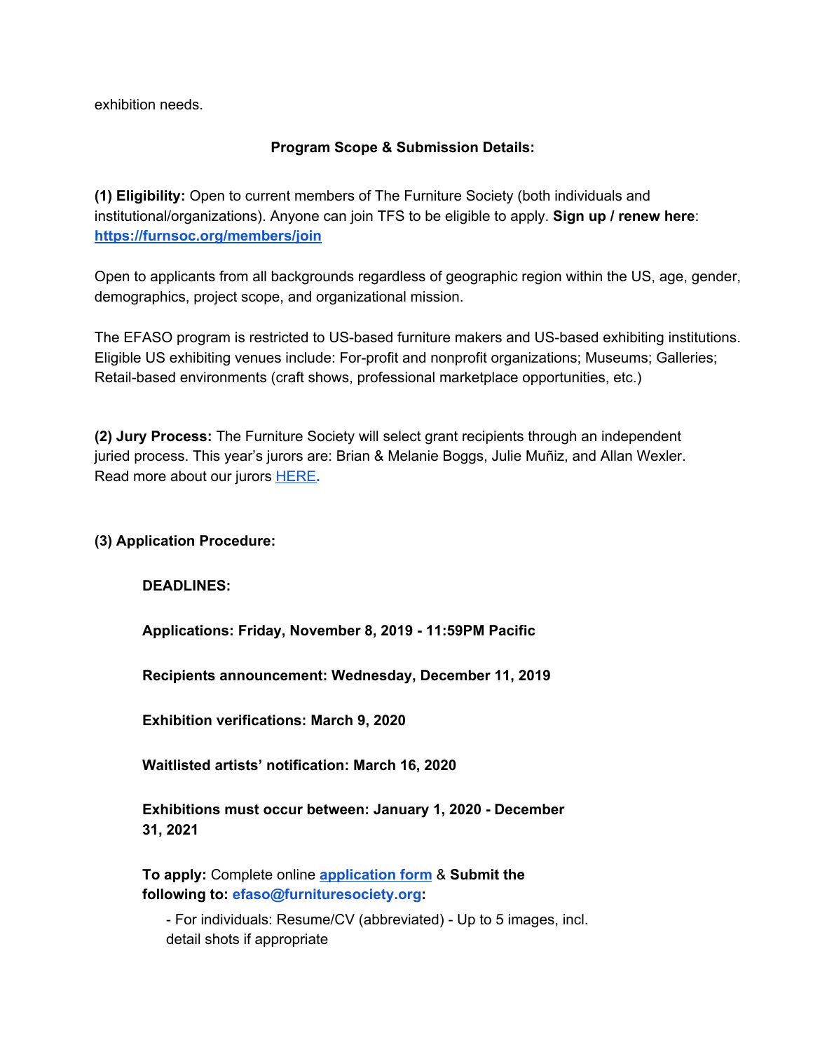exhibition needs.

**Program Scope & Submission Details:**

**(1) Eligibility:** Open to current members of The Furniture Society (both individuals and institutional/organizations). Anyone can join TFS to be eligible to apply. **Sign up / renew here**: **https://furnsoc.org/members/join**

Open to applicants from all backgrounds regardless of geographic region within the US, age, gender, demographics, project scope, and organizational mission.

The EFASO program is restricted to US-based furniture makers and US-based exhibiting institutions. Eligible US exhibiting venues include: For-profit and nonprofit organizations; Museums; Galleries; Retail-based environments (craft shows, professional marketplace opportunities, etc.)

**(2) Jury Process:** The Furniture Society will select grant recipients through an independent juried process. This year's jurors are: Brian & Melanie Boggs, Julie Muñiz, and Allan Wexler. Read more about our jurors HERE.

**(3) Application Procedure:**

**DEADLINES:**

**Applications: Friday, November 8, 2019 - 11:59PM Pacific**

**Recipients announcement: Wednesday, December 11, 2019**

**Exhibition verifications: March 9, 2020**

**Waitlisted artists' notification: March 16, 2020**

**Exhibitions must occur between: January 1, 2020 - December 31, 2021**

**To apply:** Complete online **application form** & **Submit the following to: efaso@furnituresociety.org:**

- For individuals: Resume/CV (abbreviated) - Up to 5 images, incl. detail shots if appropriate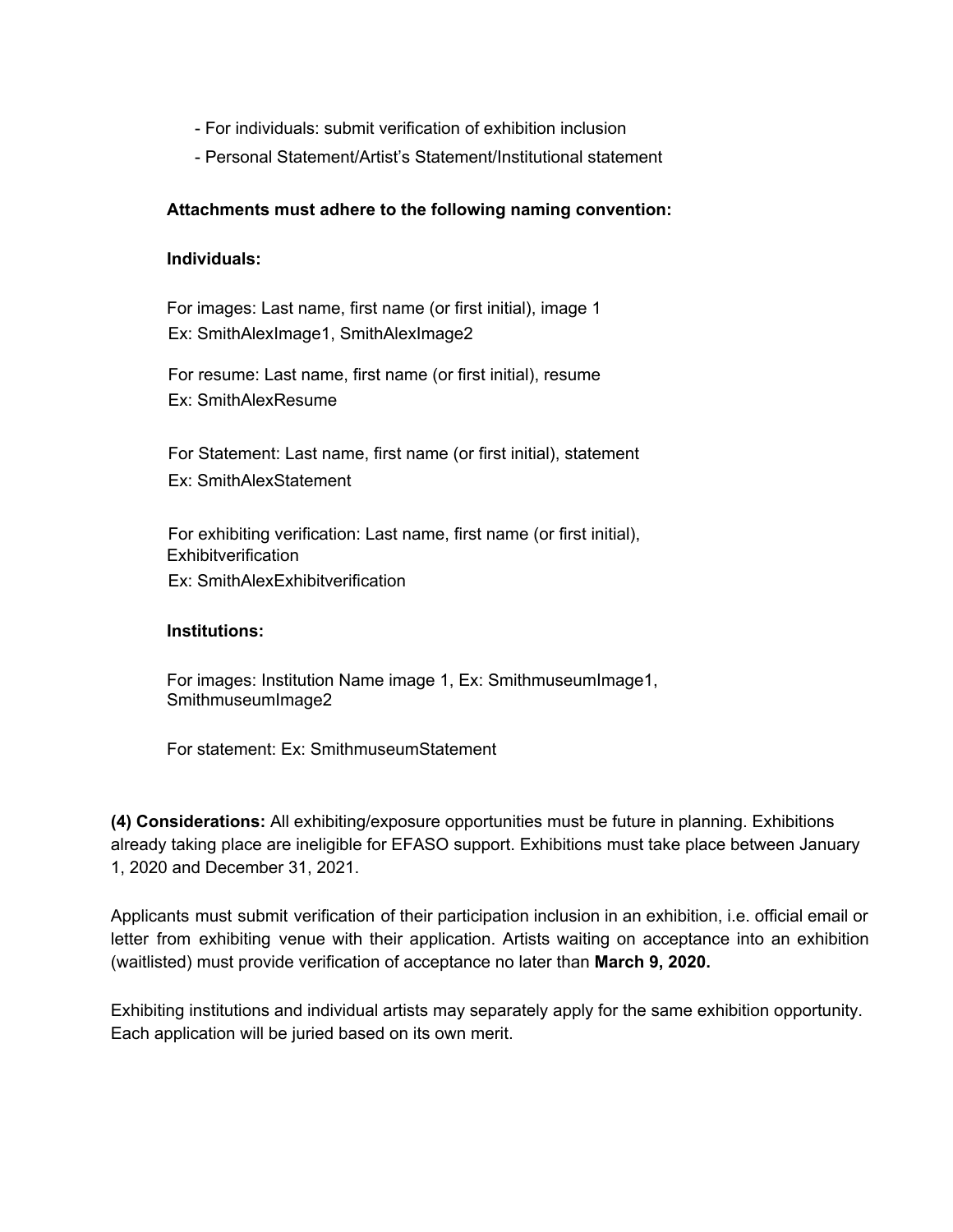- For individuals: submit verification of exhibition inclusion
- Personal Statement/Artist's Statement/Institutional statement

**Attachments must adhere to the following naming convention:**

**Individuals:**

For images: Last name, first name (or first initial), image 1
Ex: SmithAlexImage1, SmithAlexImage2

For resume: Last name, first name (or first initial), resume
Ex: SmithAlexResume

For Statement: Last name, first name (or first initial), statement
Ex: SmithAlexStatement

For exhibiting verification: Last name, first name (or first initial), Exhibitverification
Ex: SmithAlexExhibitverification

**Institutions:**

For images: Institution Name image 1, Ex: SmithmuseumImage1, SmithmuseumImage2

For statement: Ex: SmithmuseumStatement

**(4) Considerations:** All exhibiting/exposure opportunities must be future in planning. Exhibitions already taking place are ineligible for EFASO support. Exhibitions must take place between January 1, 2020 and December 31, 2021.

Applicants must submit verification of their participation inclusion in an exhibition, i.e. official email or letter from exhibiting venue with their application. Artists waiting on acceptance into an exhibition (waitlisted) must provide verification of acceptance no later than **March 9, 2020.**

Exhibiting institutions and individual artists may separately apply for the same exhibition opportunity. Each application will be juried based on its own merit.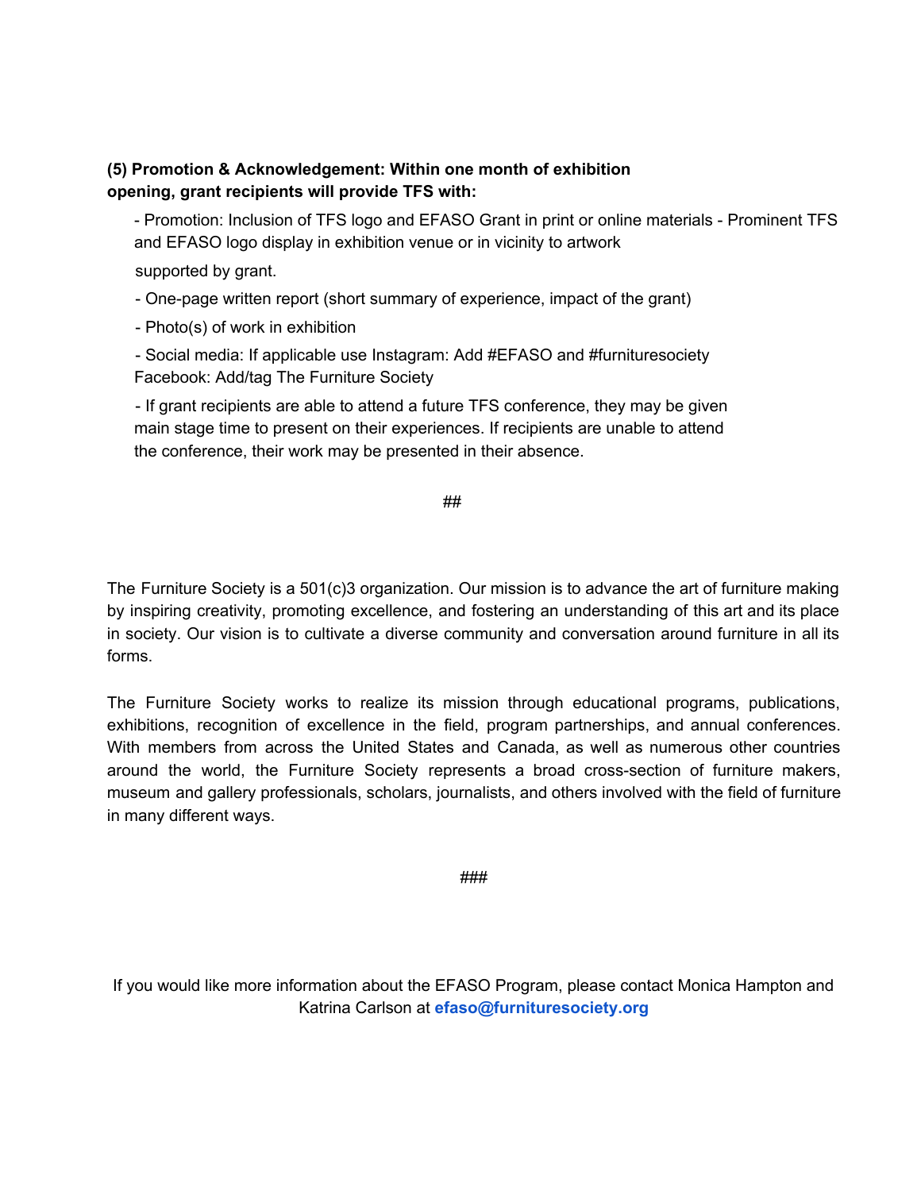**(5) Promotion & Acknowledgement: Within one month of exhibition opening, grant recipients will provide TFS with:**

- Promotion: Inclusion of TFS logo and EFASO Grant in print or online materials - Prominent TFS and EFASO logo display in exhibition venue or in vicinity to artwork supported by grant.
- One-page written report (short summary of experience, impact of the grant)
- Photo(s) of work in exhibition
- Social media: If applicable use Instagram: Add #EFASO and #furnituresociety Facebook: Add/tag The Furniture Society
- If grant recipients are able to attend a future TFS conference, they may be given main stage time to present on their experiences. If recipients are unable to attend the conference, their work may be presented in their absence.

##

The Furniture Society is a 501(c)3 organization. Our mission is to advance the art of furniture making by inspiring creativity, promoting excellence, and fostering an understanding of this art and its place in society. Our vision is to cultivate a diverse community and conversation around furniture in all its forms.

The Furniture Society works to realize its mission through educational programs, publications, exhibitions, recognition of excellence in the field, program partnerships, and annual conferences. With members from across the United States and Canada, as well as numerous other countries around the world, the Furniture Society represents a broad cross-section of furniture makers, museum and gallery professionals, scholars, journalists, and others involved with the field of furniture in many different ways.

###

If you would like more information about the EFASO Program, please contact Monica Hampton and Katrina Carlson at **efaso@furnituresociety.org**